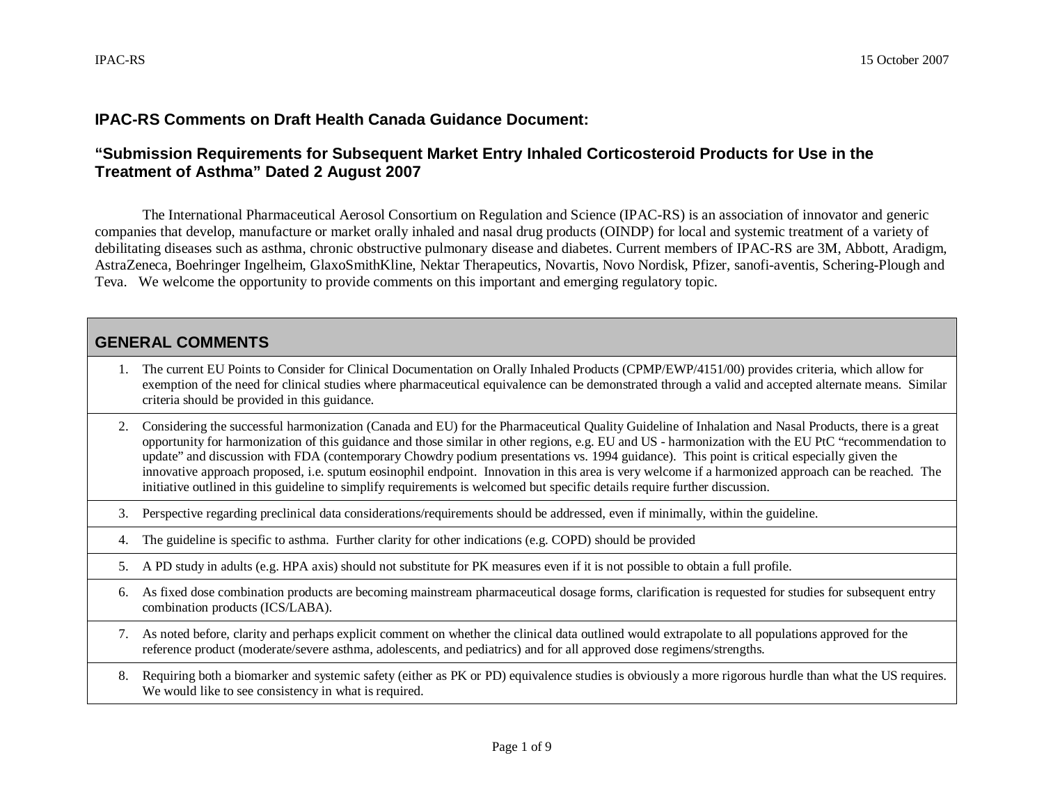## IPAC-RS Comments on Draft Health Canada Guidance Document:

## "Submission Requirements for Subsequent Market Entry Inhaled Corticosteroid Products for Use in the Treatment of Asthma" Dated 2 August 2007

The International Pharmaceutical Aerosol Consortium on Regulation and Science (IPAC-RS) is an association of innovator and generic companies that develop, manufacture or market orally inhaled and nasal drug products (OINDP) for local and systemic treatment of a variety of debilitating diseases such as asthma, chronic obstructive pulmonary disease and diabetes. Current members of IPAC-RS are 3M, Abbott, Aradigm, AstraZeneca, Boehringer Ingelheim, GlaxoSmithKline, Nektar Therapeutics, Novartis, Novo Nordisk, Pfizer, sanofi-aventis, Schering-Plough and Teva. We welcome the opportunity to provide comments on this important and emerging regulatory topic.

| GENERAL COMMENTS |
|---|
| 1. The current EU Points to Consider for Clinical Documentation on Orally Inhaled Products (CPMP/EWP/4151/00) provides criteria, which allow for exemption of the need for clinical studies where pharmaceutical equivalence can be demonstrated through a valid and accepted alternate means. Similar criteria should be provided in this guidance. |
| 2. Considering the successful harmonization (Canada and EU) for the Pharmaceutical Quality Guideline of Inhalation and Nasal Products, there is a great opportunity for harmonization of this guidance and those similar in other regions, e.g. EU and US - harmonization with the EU PtC "recommendation to update" and discussion with FDA (contemporary Chowdry podium presentations vs. 1994 guidance). This point is critical especially given the innovative approach proposed, i.e. sputum eosinophil endpoint. Innovation in this area is very welcome if a harmonized approach can be reached. The initiative outlined in this guideline to simplify requirements is welcomed but specific details require further discussion. |
| 3. Perspective regarding preclinical data considerations/requirements should be addressed, even if minimally, within the guideline. |
| 4. The guideline is specific to asthma. Further clarity for other indications (e.g. COPD) should be provided |
| 5. A PD study in adults (e.g. HPA axis) should not substitute for PK measures even if it is not possible to obtain a full profile. |
| 6. As fixed dose combination products are becoming mainstream pharmaceutical dosage forms, clarification is requested for studies for subsequent entry combination products (ICS/LABA). |
| 7. As noted before, clarity and perhaps explicit comment on whether the clinical data outlined would extrapolate to all populations approved for the reference product (moderate/severe asthma, adolescents, and pediatrics) and for all approved dose regimens/strengths. |
| 8. Requiring both a biomarker and systemic safety (either as PK or PD) equivalence studies is obviously a more rigorous hurdle than what the US requires. We would like to see consistency in what is required. |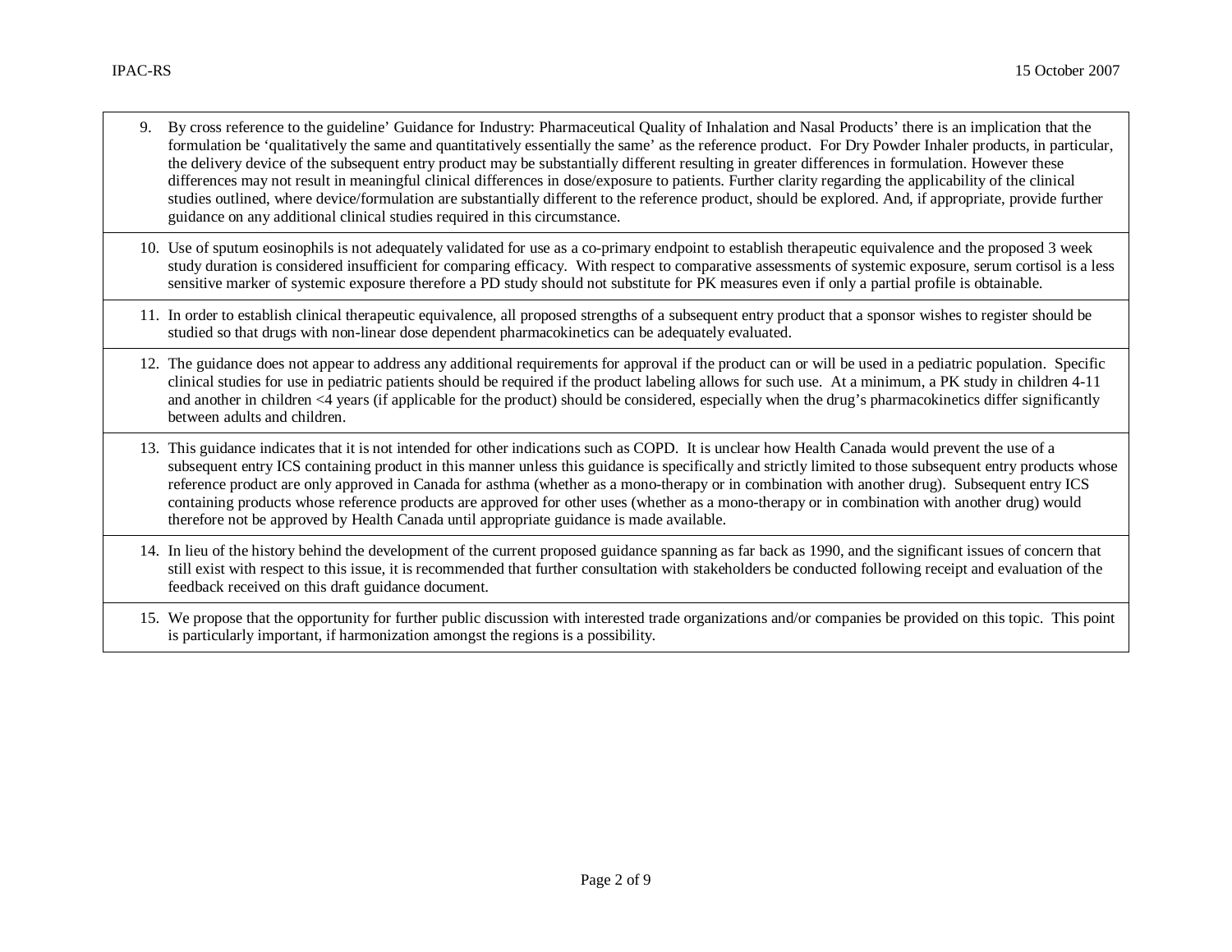9. By cross reference to the guideline' Guidance for Industry: Pharmaceutical Quality of Inhalation and Nasal Products' there is an implication that the formulation be 'qualitatively the same and quantitatively essentially the same' as the reference product. For Dry Powder Inhaler products, in particular, the delivery device of the subsequent entry product may be substantially different resulting in greater differences in formulation. However these differences may not result in meaningful clinical differences in dose/exposure to patients. Further clarity regarding the applicability of the clinical studies outlined, where device/formulation are substantially different to the reference product, should be explored. And, if appropriate, provide further guidance on any additional clinical studies required in this circumstance.

10. Use of sputum eosinophils is not adequately validated for use as a co-primary endpoint to establish therapeutic equivalence and the proposed 3 week study duration is considered insufficient for comparing efficacy. With respect to comparative assessments of systemic exposure, serum cortisol is a less sensitive marker of systemic exposure therefore a PD study should not substitute for PK measures even if only a partial profile is obtainable.

11. In order to establish clinical therapeutic equivalence, all proposed strengths of a subsequent entry product that a sponsor wishes to register should be studied so that drugs with non-linear dose dependent pharmacokinetics can be adequately evaluated.

12. The guidance does not appear to address any additional requirements for approval if the product can or will be used in a pediatric population. Specific clinical studies for use in pediatric patients should be required if the product labeling allows for such use. At a minimum, a PK study in children 4-11 and another in children <4 years (if applicable for the product) should be considered, especially when the drug's pharmacokinetics differ significantly between adults and children.

13. This guidance indicates that it is not intended for other indications such as COPD. It is unclear how Health Canada would prevent the use of a subsequent entry ICS containing product in this manner unless this guidance is specifically and strictly limited to those subsequent entry products whose reference product are only approved in Canada for asthma (whether as a mono-therapy or in combination with another drug). Subsequent entry ICS containing products whose reference products are approved for other uses (whether as a mono-therapy or in combination with another drug) would therefore not be approved by Health Canada until appropriate guidance is made available.

14. In lieu of the history behind the development of the current proposed guidance spanning as far back as 1990, and the significant issues of concern that still exist with respect to this issue, it is recommended that further consultation with stakeholders be conducted following receipt and evaluation of the feedback received on this draft guidance document.

15. We propose that the opportunity for further public discussion with interested trade organizations and/or companies be provided on this topic. This point is particularly important, if harmonization amongst the regions is a possibility.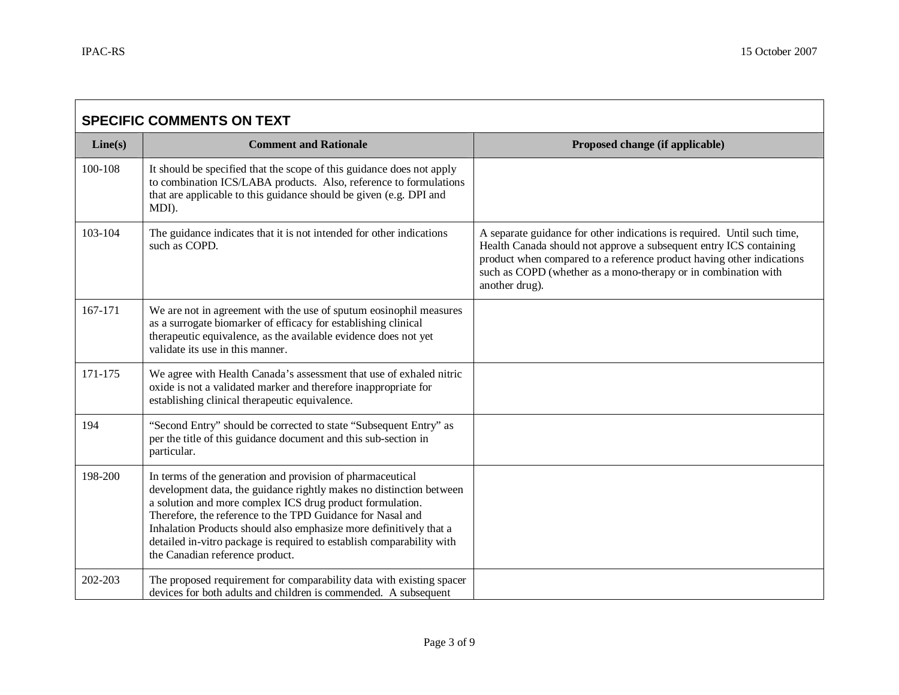## SPECIFIC COMMENTS ON TEXT

| Line(s) | Comment and Rationale | Proposed change (if applicable) |
|---|---|---|
| 100-108 | It should be specified that the scope of this guidance does not apply to combination ICS/LABA products. Also, reference to formulations that are applicable to this guidance should be given (e.g. DPI and MDI). | |
| 103-104 | The guidance indicates that it is not intended for other indications such as COPD. | A separate guidance for other indications is required. Until such time, Health Canada should not approve a subsequent entry ICS containing product when compared to a reference product having other indications such as COPD (whether as a mono-therapy or in combination with another drug). |
| 167-171 | We are not in agreement with the use of sputum eosinophil measures as a surrogate biomarker of efficacy for establishing clinical therapeutic equivalence, as the available evidence does not yet validate its use in this manner. | |
| 171-175 | We agree with Health Canada's assessment that use of exhaled nitric oxide is not a validated marker and therefore inappropriate for establishing clinical therapeutic equivalence. | |
| 194 | "Second Entry" should be corrected to state "Subsequent Entry" as per the title of this guidance document and this sub-section in particular. | |
| 198-200 | In terms of the generation and provision of pharmaceutical development data, the guidance rightly makes no distinction between a solution and more complex ICS drug product formulation. Therefore, the reference to the TPD Guidance for Nasal and Inhalation Products should also emphasize more definitively that a detailed in-vitro package is required to establish comparability with the Canadian reference product. | |
| 202-203 | The proposed requirement for comparability data with existing spacer devices for both adults and children is commended. A subsequent | |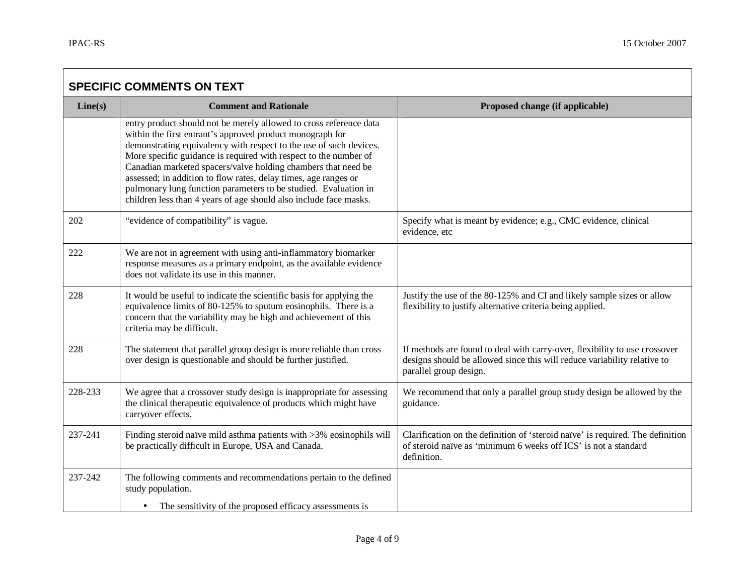## SPECIFIC COMMENTS ON TEXT

| Line(s) | Comment and Rationale | Proposed change (if applicable) |
|---|---|---|
| | entry product should not be merely allowed to cross reference data within the first entrant's approved product monograph for demonstrating equivalency with respect to the use of such devices. More specific guidance is required with respect to the number of Canadian marketed spacers/valve holding chambers that need be assessed; in addition to flow rates, delay times, age ranges or pulmonary lung function parameters to be studied. Evaluation in children less than 4 years of age should also include face masks. | |
| 202 | "evidence of compatibility" is vague. | Specify what is meant by evidence; e.g., CMC evidence, clinical evidence, etc |
| 222 | We are not in agreement with using anti-inflammatory biomarker response measures as a primary endpoint, as the available evidence does not validate its use in this manner. | |
| 228 | It would be useful to indicate the scientific basis for applying the equivalence limits of 80-125% to sputum eosinophils. There is a concern that the variability may be high and achievement of this criteria may be difficult. | Justify the use of the 80-125% and CI and likely sample sizes or allow flexibility to justify alternative criteria being applied. |
| 228 | The statement that parallel group design is more reliable than cross over design is questionable and should be further justified. | If methods are found to deal with carry-over, flexibility to use crossover designs should be allowed since this will reduce variability relative to parallel group design. |
| 228-233 | We agree that a crossover study design is inappropriate for assessing the clinical therapeutic equivalence of products which might have carryover effects. | We recommend that only a parallel group study design be allowed by the guidance. |
| 237-241 | Finding steroid naïve mild asthma patients with >3% eosinophils will be practically difficult in Europe, USA and Canada. | Clarification on the definition of 'steroid naïve' is required. The definition of steroid naïve as 'minimum 6 weeks off ICS' is not a standard definition. |
| 237-242 | The following comments and recommendations pertain to the defined study population.<br>• The sensitivity of the proposed efficacy assessments is | |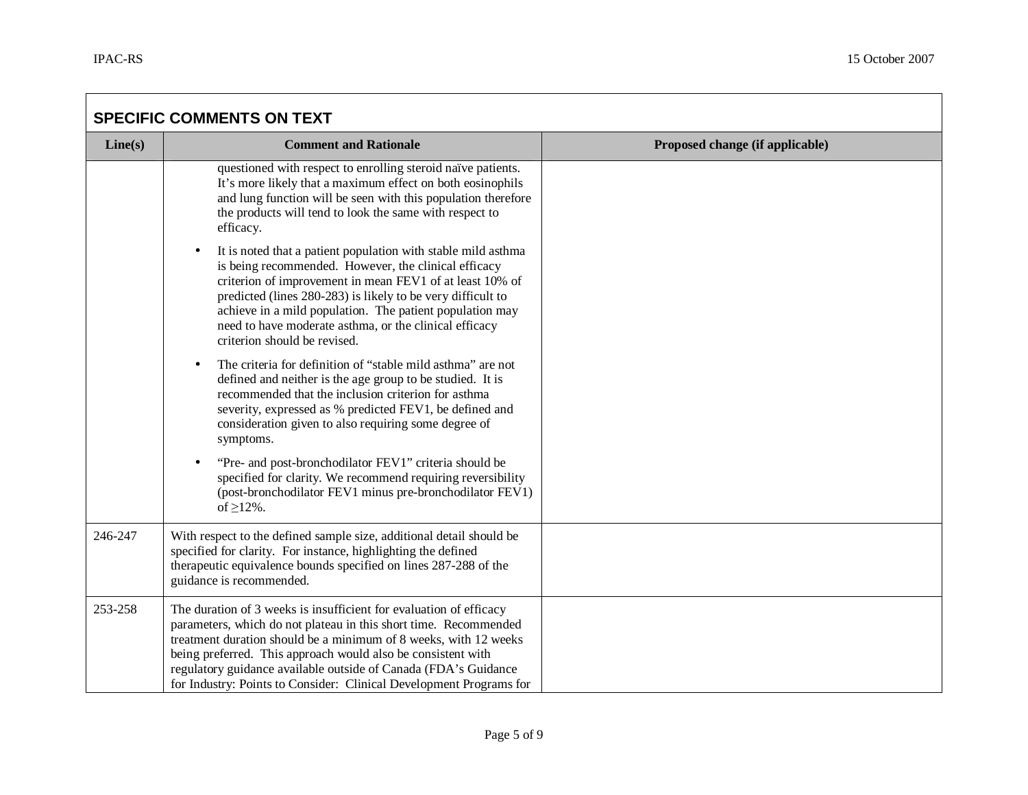## SPECIFIC COMMENTS ON TEXT

| Line(s) | Comment and Rationale | Proposed change (if applicable) |
|---|---|---|
| | questioned with respect to enrolling steroid naïve patients. It's more likely that a maximum effect on both eosinophils and lung function will be seen with this population therefore the products will tend to look the same with respect to efficacy.<br><br>• It is noted that a patient population with stable mild asthma is being recommended. However, the clinical efficacy criterion of improvement in mean FEV1 of at least 10% of predicted (lines 280-283) is likely to be very difficult to achieve in a mild population. The patient population may need to have moderate asthma, or the clinical efficacy criterion should be revised.<br><br>• The criteria for definition of "stable mild asthma" are not defined and neither is the age group to be studied. It is recommended that the inclusion criterion for asthma severity, expressed as % predicted FEV1, be defined and consideration given to also requiring some degree of symptoms.<br><br>• "Pre- and post-bronchodilator FEV1" criteria should be specified for clarity. We recommend requiring reversibility (post-bronchodilator FEV1 minus pre-bronchodilator FEV1) of ≥12%. | |
| 246-247 | With respect to the defined sample size, additional detail should be specified for clarity. For instance, highlighting the defined therapeutic equivalence bounds specified on lines 287-288 of the guidance is recommended. | |
| 253-258 | The duration of 3 weeks is insufficient for evaluation of efficacy parameters, which do not plateau in this short time. Recommended treatment duration should be a minimum of 8 weeks, with 12 weeks being preferred. This approach would also be consistent with regulatory guidance available outside of Canada (FDA's Guidance for Industry: Points to Consider: Clinical Development Programs for | |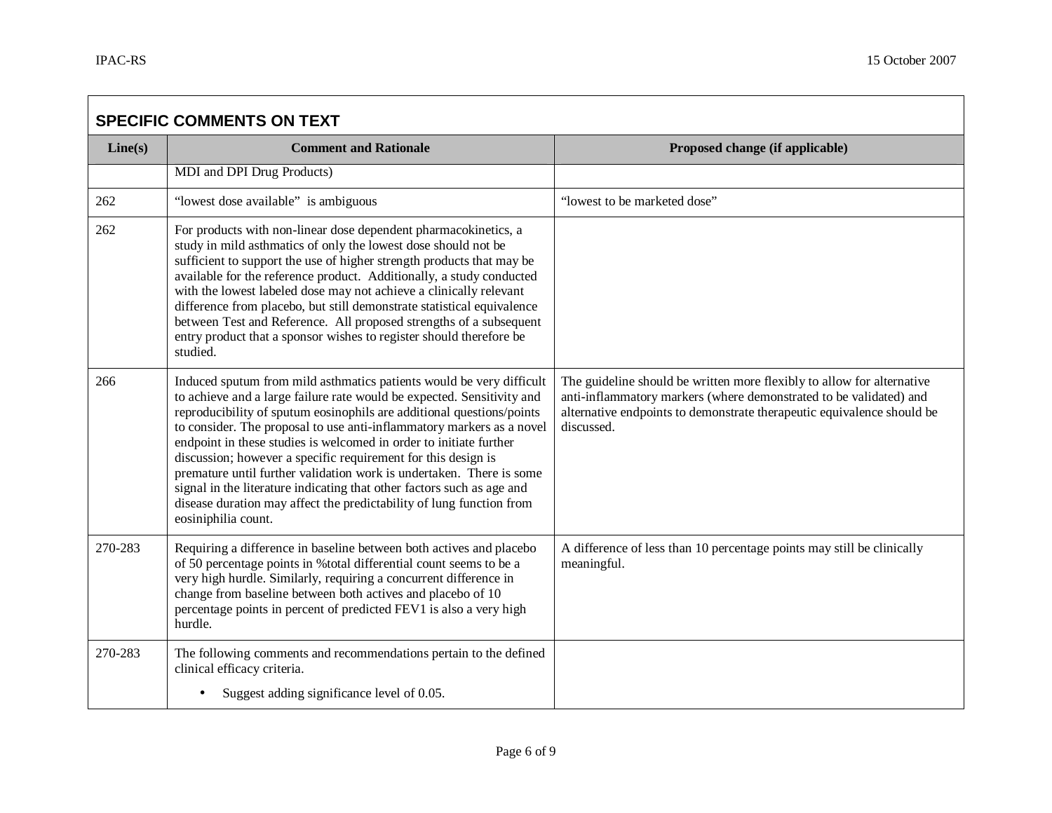## SPECIFIC COMMENTS ON TEXT

| Line(s) | Comment and Rationale | Proposed change (if applicable) |
|---|---|---|
| | MDI and DPI Drug Products) | |
| 262 | "lowest dose available" is ambiguous | "lowest to be marketed dose" |
| 262 | For products with non-linear dose dependent pharmacokinetics, a study in mild asthmatics of only the lowest dose should not be sufficient to support the use of higher strength products that may be available for the reference product. Additionally, a study conducted with the lowest labeled dose may not achieve a clinically relevant difference from placebo, but still demonstrate statistical equivalence between Test and Reference. All proposed strengths of a subsequent entry product that a sponsor wishes to register should therefore be studied. | |
| 266 | Induced sputum from mild asthmatics patients would be very difficult to achieve and a large failure rate would be expected. Sensitivity and reproducibility of sputum eosinophils are additional questions/points to consider. The proposal to use anti-inflammatory markers as a novel endpoint in these studies is welcomed in order to initiate further discussion; however a specific requirement for this design is premature until further validation work is undertaken. There is some signal in the literature indicating that other factors such as age and disease duration may affect the predictability of lung function from eosiniphilia count. | The guideline should be written more flexibly to allow for alternative anti-inflammatory markers (where demonstrated to be validated) and alternative endpoints to demonstrate therapeutic equivalence should be discussed. |
| 270-283 | Requiring a difference in baseline between both actives and placebo of 50 percentage points in %total differential count seems to be a very high hurdle. Similarly, requiring a concurrent difference in change from baseline between both actives and placebo of 10 percentage points in percent of predicted FEV1 is also a very high hurdle. | A difference of less than 10 percentage points may still be clinically meaningful. |
| 270-283 | The following comments and recommendations pertain to the defined clinical efficacy criteria.<br>• Suggest adding significance level of 0.05. | |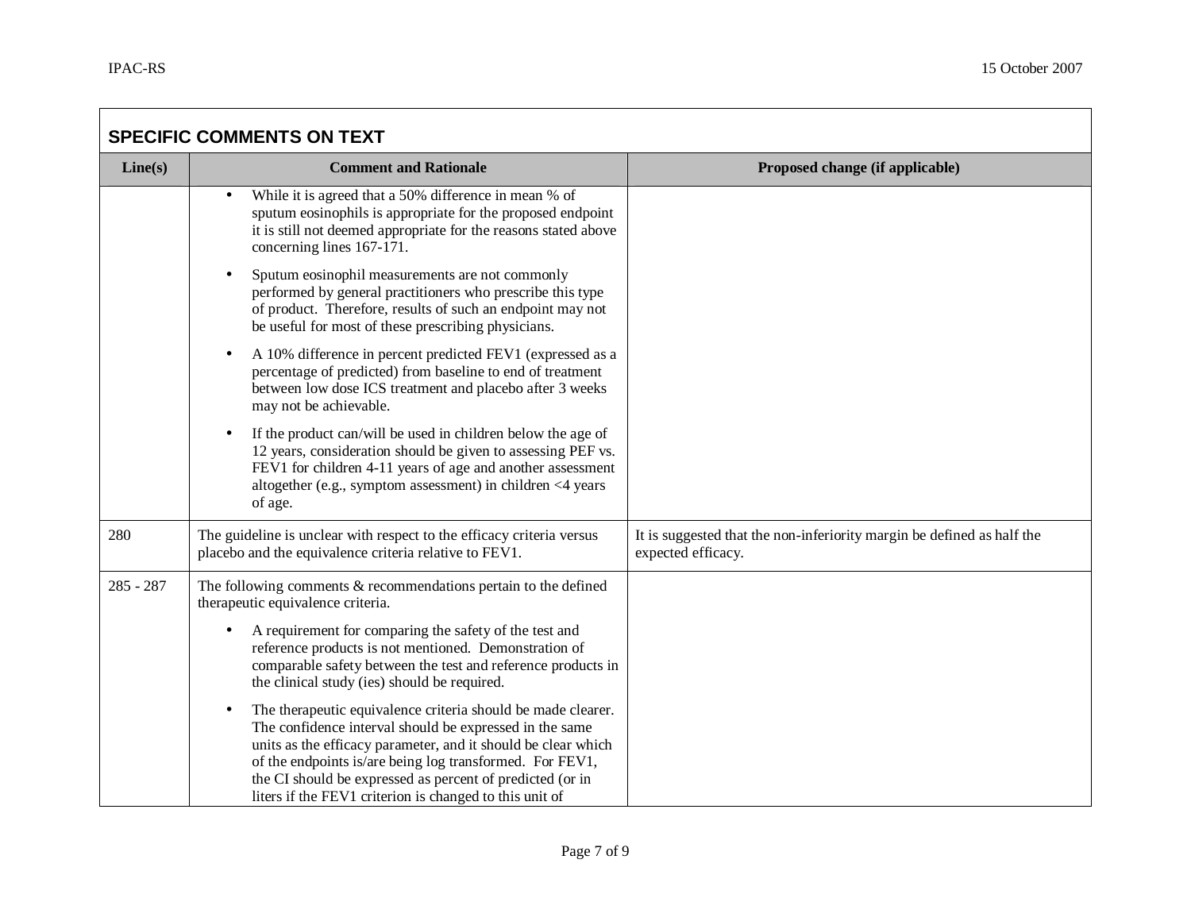## SPECIFIC COMMENTS ON TEXT

| Line(s) | Comment and Rationale | Proposed change (if applicable) |
|---|---|---|
| | • While it is agreed that a 50% difference in mean % of sputum eosinophils is appropriate for the proposed endpoint it is still not deemed appropriate for the reasons stated above concerning lines 167-171.<br><br>• Sputum eosinophil measurements are not commonly performed by general practitioners who prescribe this type of product. Therefore, results of such an endpoint may not be useful for most of these prescribing physicians.<br><br>• A 10% difference in percent predicted FEV1 (expressed as a percentage of predicted) from baseline to end of treatment between low dose ICS treatment and placebo after 3 weeks may not be achievable.<br><br>• If the product can/will be used in children below the age of 12 years, consideration should be given to assessing PEF vs. FEV1 for children 4-11 years of age and another assessment altogether (e.g., symptom assessment) in children <4 years of age. | |
| 280 | The guideline is unclear with respect to the efficacy criteria versus placebo and the equivalence criteria relative to FEV1. | It is suggested that the non-inferiority margin be defined as half the expected efficacy. |
| 285 - 287 | The following comments & recommendations pertain to the defined therapeutic equivalence criteria.<br><br>• A requirement for comparing the safety of the test and reference products is not mentioned. Demonstration of comparable safety between the test and reference products in the clinical study (ies) should be required.<br><br>• The therapeutic equivalence criteria should be made clearer. The confidence interval should be expressed in the same units as the efficacy parameter, and it should be clear which of the endpoints is/are being log transformed. For FEV1, the CI should be expressed as percent of predicted (or in liters if the FEV1 criterion is changed to this unit of | |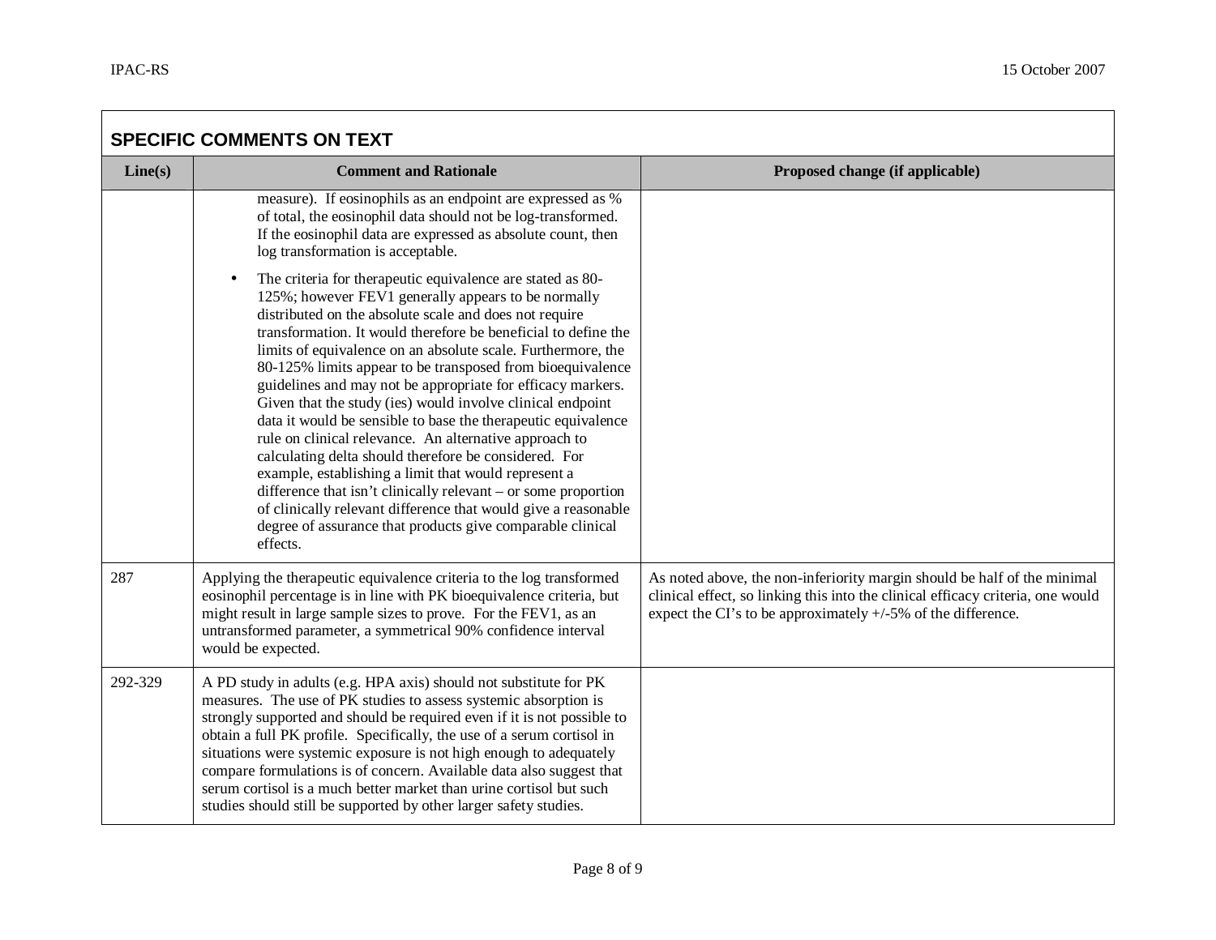## SPECIFIC COMMENTS ON TEXT

| Line(s) | Comment and Rationale | Proposed change (if applicable) |
|---|---|---|
| | measure). If eosinophils as an endpoint are expressed as % of total, the eosinophil data should not be log-transformed. If the eosinophil data are expressed as absolute count, then log transformation is acceptable.<br>• The criteria for therapeutic equivalence are stated as 80-125%; however FEV1 generally appears to be normally distributed on the absolute scale and does not require transformation. It would therefore be beneficial to define the limits of equivalence on an absolute scale. Furthermore, the 80-125% limits appear to be transposed from bioequivalence guidelines and may not be appropriate for efficacy markers. Given that the study (ies) would involve clinical endpoint data it would be sensible to base the therapeutic equivalence rule on clinical relevance. An alternative approach to calculating delta should therefore be considered. For example, establishing a limit that would represent a difference that isn't clinically relevant – or some proportion of clinically relevant difference that would give a reasonable degree of assurance that products give comparable clinical effects. | |
| 287 | Applying the therapeutic equivalence criteria to the log transformed eosinophil percentage is in line with PK bioequivalence criteria, but might result in large sample sizes to prove. For the FEV1, as an untransformed parameter, a symmetrical 90% confidence interval would be expected. | As noted above, the non-inferiority margin should be half of the minimal clinical effect, so linking this into the clinical efficacy criteria, one would expect the CI's to be approximately +/-5% of the difference. |
| 292-329 | A PD study in adults (e.g. HPA axis) should not substitute for PK measures. The use of PK studies to assess systemic absorption is strongly supported and should be required even if it is not possible to obtain a full PK profile. Specifically, the use of a serum cortisol in situations were systemic exposure is not high enough to adequately compare formulations is of concern. Available data also suggest that serum cortisol is a much better market than urine cortisol but such studies should still be supported by other larger safety studies. | |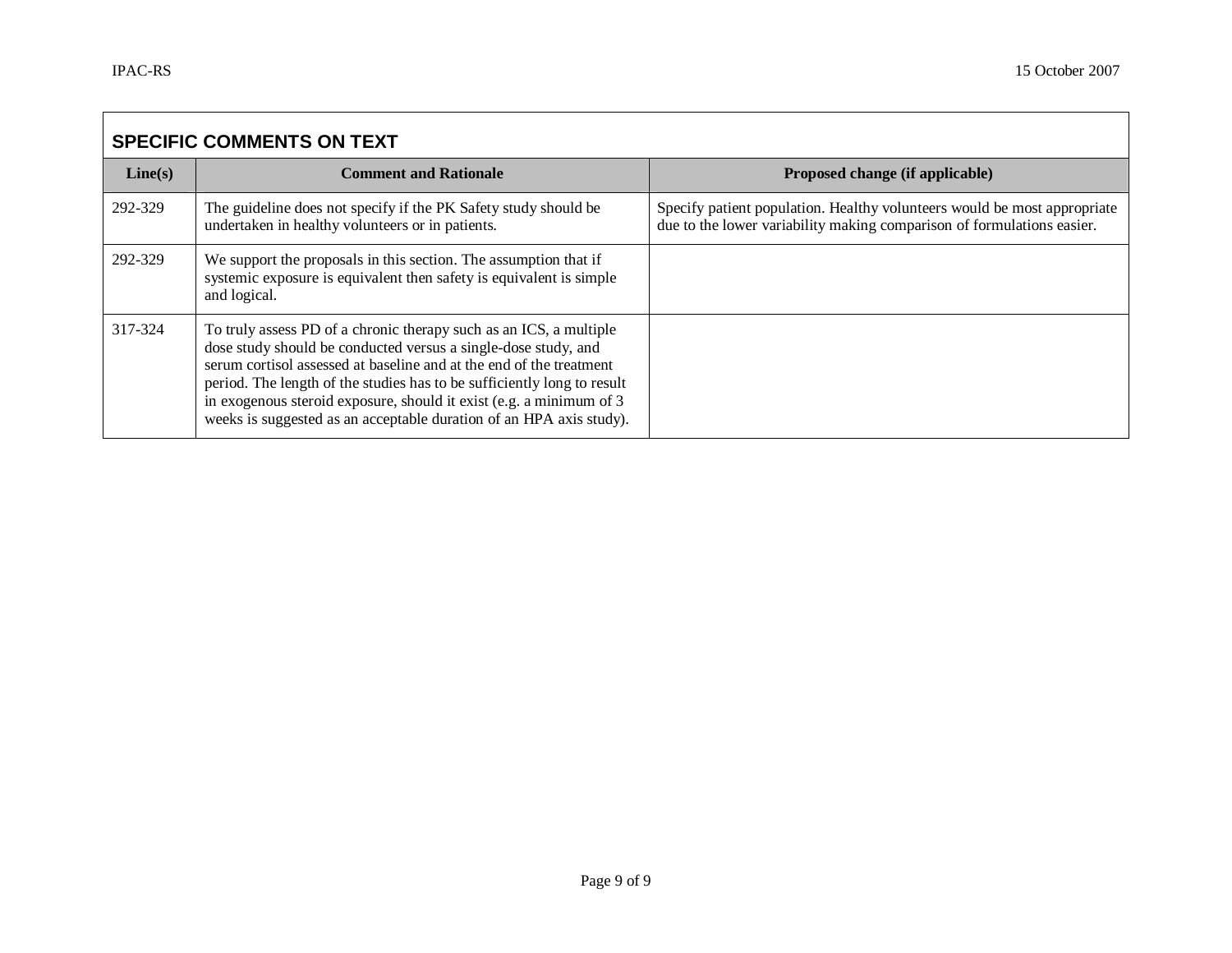## SPECIFIC COMMENTS ON TEXT

| Line(s) | Comment and Rationale | Proposed change (if applicable) |
|---|---|---|
| 292-329 | The guideline does not specify if the PK Safety study should be undertaken in healthy volunteers or in patients. | Specify patient population. Healthy volunteers would be most appropriate due to the lower variability making comparison of formulations easier. |
| 292-329 | We support the proposals in this section. The assumption that if systemic exposure is equivalent then safety is equivalent is simple and logical. | |
| 317-324 | To truly assess PD of a chronic therapy such as an ICS, a multiple dose study should be conducted versus a single-dose study, and serum cortisol assessed at baseline and at the end of the treatment period. The length of the studies has to be sufficiently long to result in exogenous steroid exposure, should it exist (e.g. a minimum of 3 weeks is suggested as an acceptable duration of an HPA axis study). | |